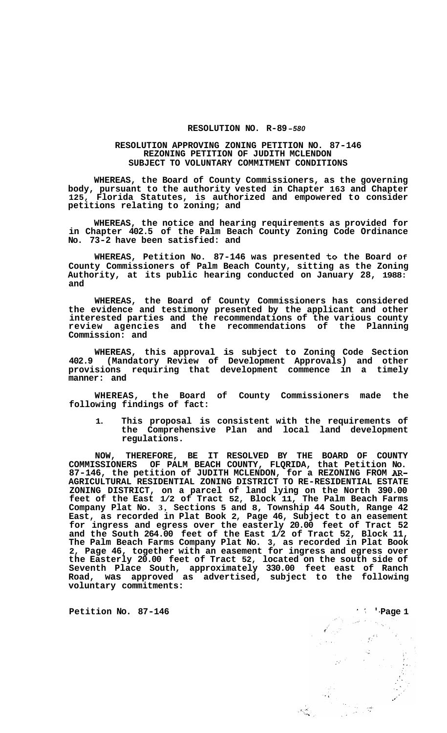**RESOLUTION NO. R-89-580**

**RESOLUTION APPROVING ZONING PETITION NO. 87-146**
**REZONING PETITION OF JUDITH MCLENDON**
**SUBJECT TO VOLUNTARY COMMITMENT CONDITIONS**

**WHEREAS, the Board of County Commissioners, as the governing body, pursuant to the authority vested in Chapter 163 and Chapter 125, Florida Statutes, is authorized and empowered to consider petitions relating to zoning; and**

**WHEREAS, the notice and hearing requirements as provided for in Chapter 402.5 of the Palm Beach County Zoning Code Ordinance No. 73-2 have been satisfied: and**

**WHEREAS, Petition No. 87-146 was presented to the Board of County Commissioners of Palm Beach County, sitting as the Zoning Authority, at its public hearing conducted on January 28, 1988: and**

**WHEREAS, the Board of County Commissioners has considered the evidence and testimony presented by the applicant and other interested parties and the recommendations of the various county review agencies and the recommendations of the Planning Commission: and**

**WHEREAS, this approval is subject to Zoning Code Section 402.9 (Mandatory Review of Development Approvals) and other provisions requiring that development commence in a timely manner: and**

**WHEREAS, the Board of County Commissioners made the following findings of fact:**

1. **This proposal is consistent with the requirements of the Comprehensive Plan and local land development regulations.**

**NOW, THEREFORE, BE IT RESOLVED BY THE BOARD OF COUNTY COMMISSIONERS OF PALM BEACH COUNTY, FLORIDA, that Petition No. 87-146, the petition of JUDITH MCLENDON, for a REZONING FROM AR-AGRICULTURAL RESIDENTIAL ZONING DISTRICT TO RE-RESIDENTIAL ESTATE ZONING DISTRICT, on a parcel of land lying on the North 390.00 feet of the East 1/2 of Tract 52, Block 11, The Palm Beach Farms Company Plat No. 3, Sections 5 and 8, Township 44 South, Range 42 East, as recorded in Plat Book 2, Page 46, Subject to an easement for ingress and egress over the easterly 20.00 feet of Tract 52 and the South 264.00 feet of the East 1/2 of Tract 52, Block 11, The Palm Beach Farms Company Plat No. 3, as recorded in Plat Book 2, Page 46, together with an easement for ingress and egress over the Easterly 20.00 feet of Tract 52, located on the south side of Seventh Place South, approximately 330.00 feet east of Ranch Road, was approved as advertised, subject to the following voluntary commitments:**

**Petition No. 87-146**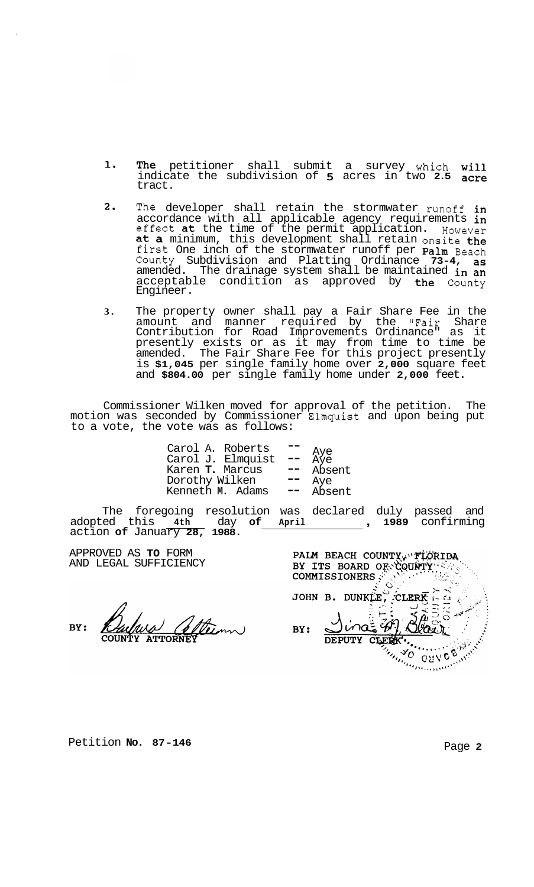1. The petitioner shall submit a survey which will indicate the subdivision of 5 acres in two 2.5 acre tract.

2. The developer shall retain the stormwater runoff in accordance with all applicable agency requirements in effect at the time of the permit application. However at a minimum, this development shall retain onsite the first One inch of the stormwater runoff per Palm Beach County Subdivision and Platting Ordinance 73-4, as amended. The drainage system shall be maintained in an acceptable condition as approved by the County Engineer.

3. The property owner shall pay a Fair Share Fee in the amount and manner required by the "Fair Share Contribution for Road Improvements Ordinance" as it presently exists or as it may from time to time be amended. The Fair Share Fee for this project presently is $1,045 per single family home over 2,000 square feet and $804.00 per single family home under 2,000 feet.

Commissioner Wilken moved for approval of the petition. The motion was seconded by Commissioner Elmquist and upon being put to a vote, the vote was as follows:

| | | |
|---|---|---|
| Carol A. Roberts | -- | Aye |
| Carol J. Elmquist | -- | Aye |
| Karen T. Marcus | -- | Absent |
| Dorothy Wilken | -- | Aye |
| Kenneth M. Adams | -- | Absent |

The foregoing resolution was declared duly passed and adopted this 4th day of April, 1989 confirming action of January 28, 1988.

APPROVED AS TO FORM AND LEGAL SUFFICIENCY

BY: COUNTY ATTORNEY

PALM BEACH COUNTY, FLORIDA BY ITS BOARD OF COUNTY COMMISSIONERS

JOHN B. DUNKLE, CLERK

BY: DEPUTY CLERK

Petition No. 87-146